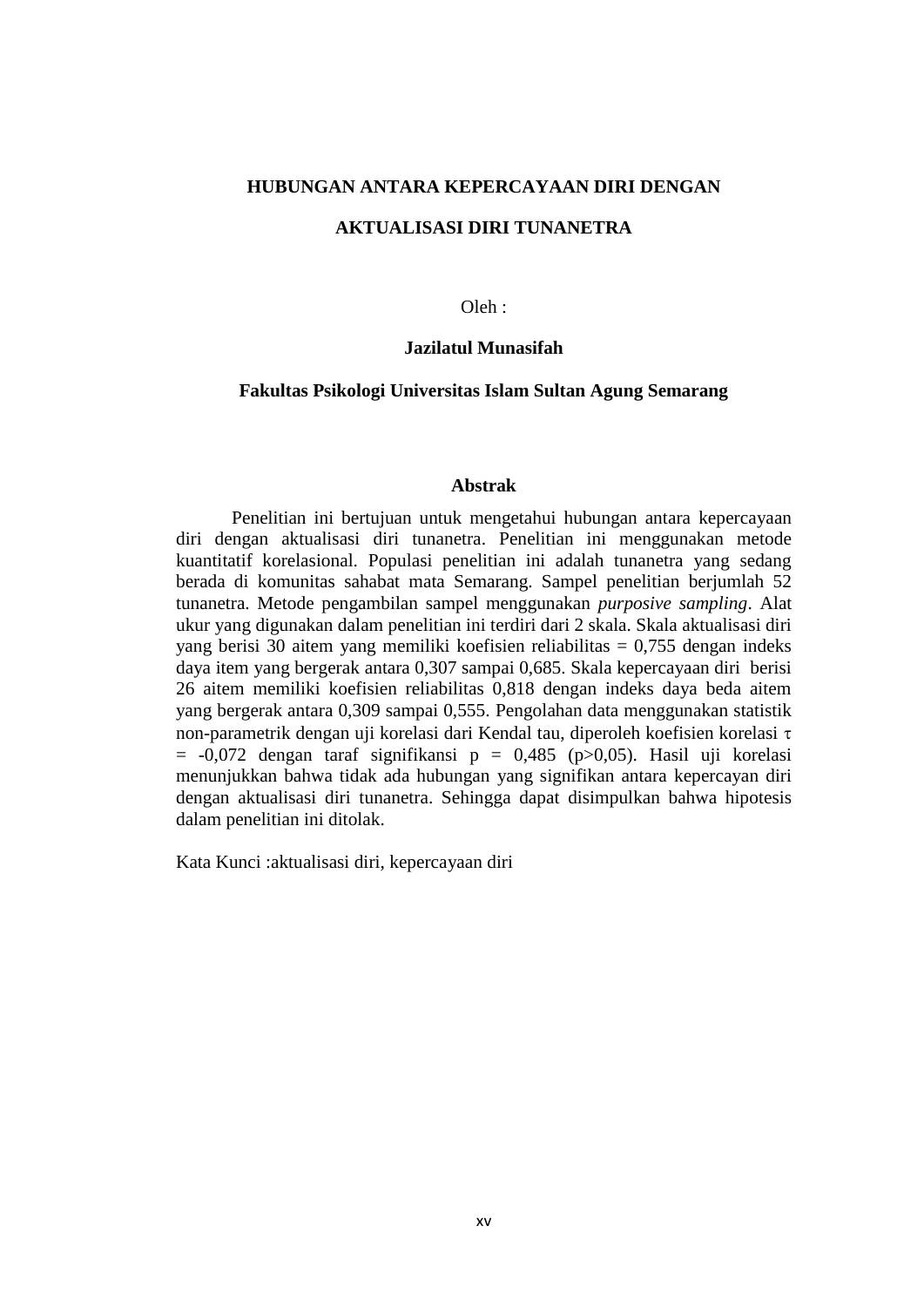# HUBUNGAN ANTARA KEPERCAYAAN DIRI DENGAN AKTUALISASI DIRI TUNANETRA

Oleh :

**Jazilatul Munasifah**

**Fakultas Psikologi Universitas Islam Sultan Agung Semarang**

## Abstrak

Penelitian ini bertujuan untuk mengetahui hubungan antara kepercayaan diri dengan aktualisasi diri tunanetra. Penelitian ini menggunakan metode kuantitatif korelasional. Populasi penelitian ini adalah tunanetra yang sedang berada di komunitas sahabat mata Semarang. Sampel penelitian berjumlah 52 tunanetra. Metode pengambilan sampel menggunakan *purposive sampling*. Alat ukur yang digunakan dalam penelitian ini terdiri dari 2 skala. Skala aktualisasi diri yang berisi 30 aitem yang memiliki koefisien reliabilitas = 0,755 dengan indeks daya item yang bergerak antara 0,307 sampai 0,685. Skala kepercayaan diri berisi 26 aitem memiliki koefisien reliabilitas 0,818 dengan indeks daya beda aitem yang bergerak antara 0,309 sampai 0,555. Pengolahan data menggunakan statistik non-parametrik dengan uji korelasi dari Kendal tau, diperoleh koefisien korelasi $\tau$ = -0,072 dengan taraf signifikansi p = 0,485 (p>0,05). Hasil uji korelasi menunjukkan bahwa tidak ada hubungan yang signifikan antara kepercayan diri dengan aktualisasi diri tunanetra. Sehingga dapat disimpulkan bahwa hipotesis dalam penelitian ini ditolak.

Kata Kunci :aktualisasi diri, kepercayaan diri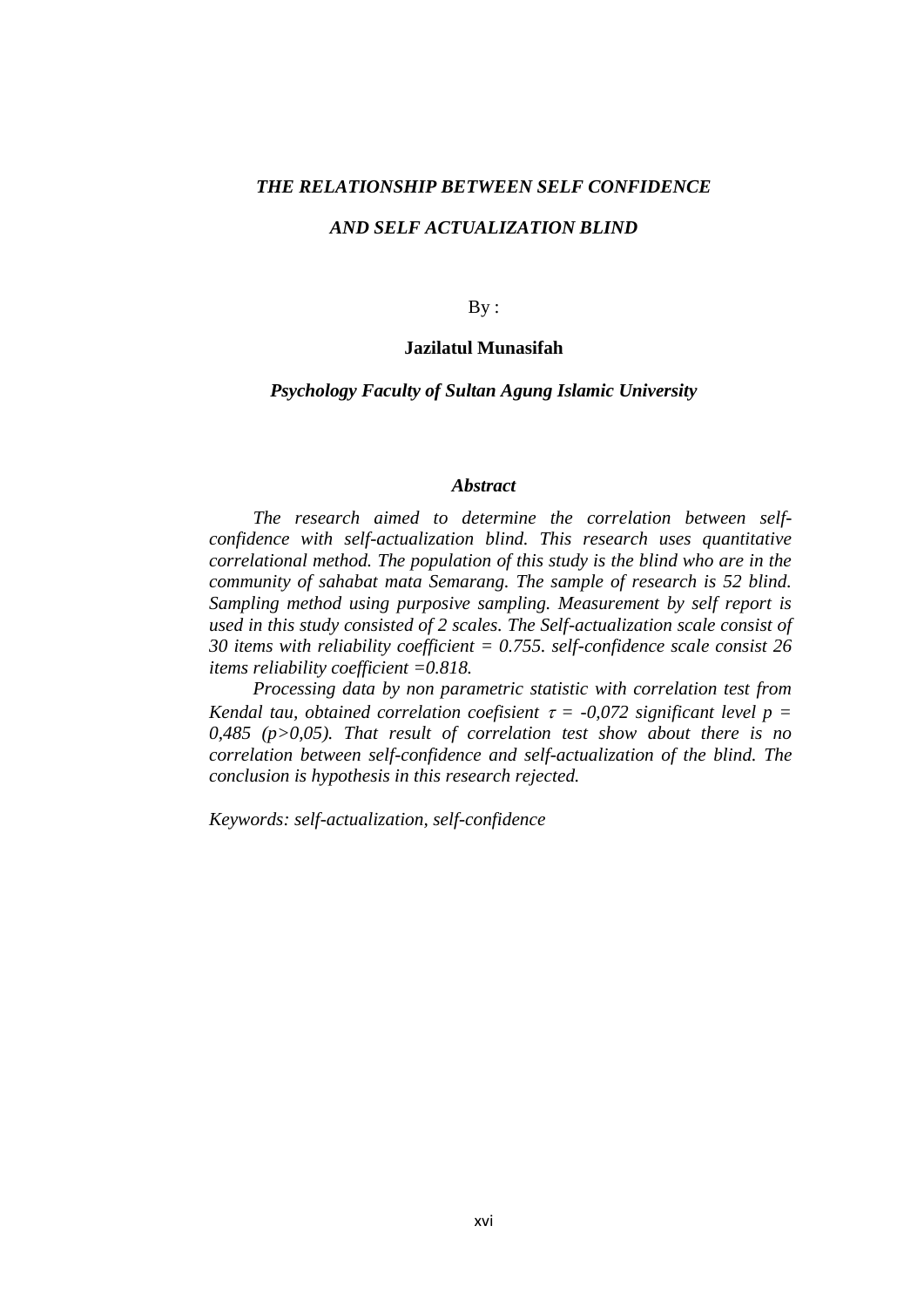## *THE RELATIONSHIP BETWEEN SELF CONFIDENCE AND SELF ACTUALIZATION BLIND*

By :

**Jazilatul Munasifah**

***Psychology Faculty of Sultan Agung Islamic University***

### *Abstract*

*The research aimed to determine the correlation between self-confidence with self-actualization blind. This research uses quantitative correlational method. The population of this study is the blind who are in the community of sahabat mata Semarang. The sample of research is 52 blind. Sampling method using purposive sampling. Measurement by self report is used in this study consisted of 2 scales. The Self-actualization scale consist of 30 items with reliability coefficient = 0.755. self-confidence scale consist 26 items reliability coefficient =0.818.*

*Processing data by non parametric statistic with correlation test from Kendal tau, obtained correlation coefisient $\tau = -0{,}072$ significant level $p = 0{,}485$ ($p>0{,}05$). That result of correlation test show about there is no correlation between self-confidence and self-actualization of the blind. The conclusion is hypothesis in this research rejected.*

*Keywords: self-actualization, self-confidence*